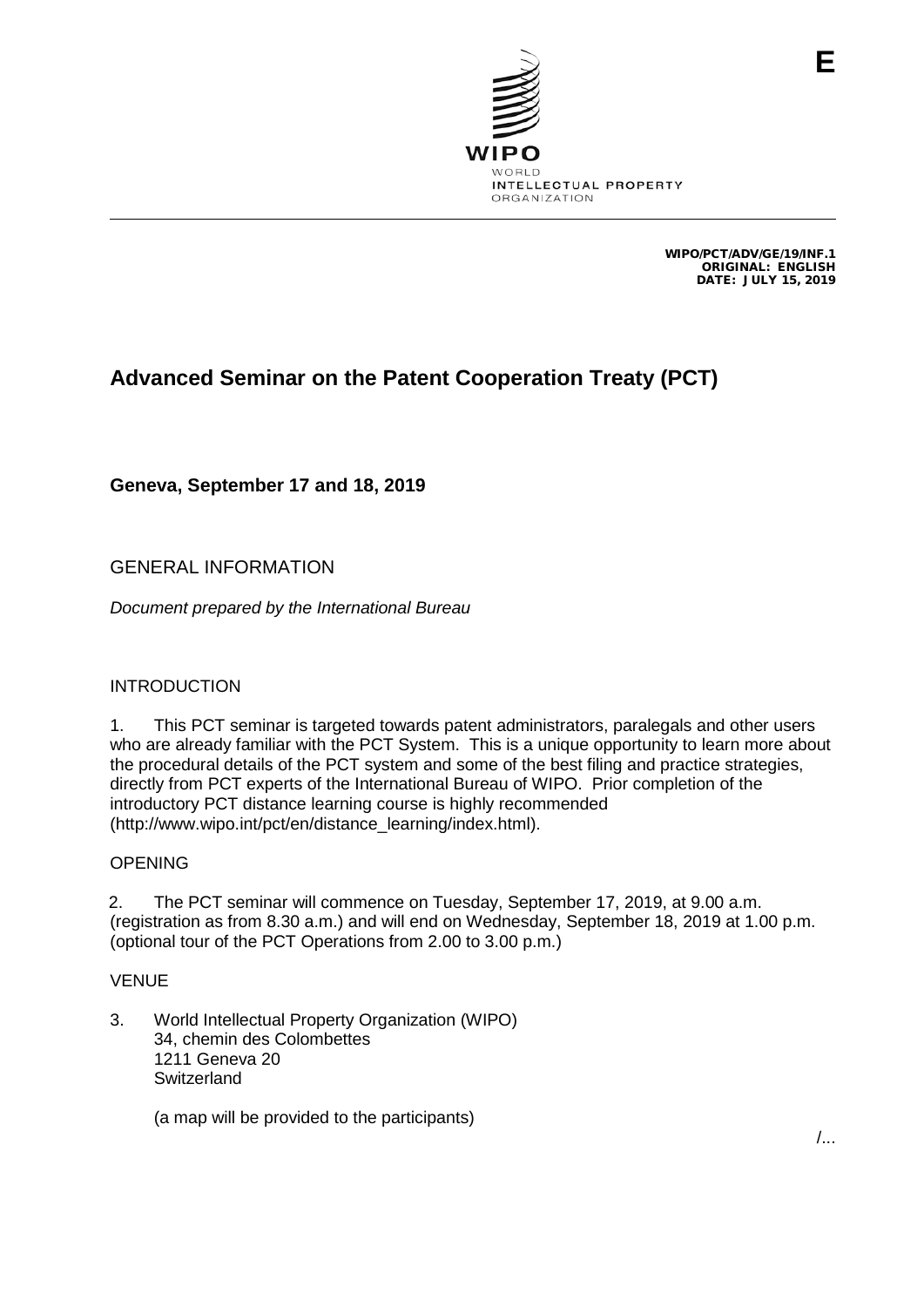E

WIPO
WORLD
INTELLECTUAL PROPERTY
ORGANIZATION

WIPO/PCT/ADV/GE/19/INF.1
ORIGINAL: ENGLISH
DATE: JULY 15, 2019

# Advanced Seminar on the Patent Cooperation Treaty (PCT)

## Geneva, September 17 and 18, 2019

GENERAL INFORMATION

*Document prepared by the International Bureau*

INTRODUCTION

1. This PCT seminar is targeted towards patent administrators, paralegals and other users who are already familiar with the PCT System. This is a unique opportunity to learn more about the procedural details of the PCT system and some of the best filing and practice strategies, directly from PCT experts of the International Bureau of WIPO. Prior completion of the introductory PCT distance learning course is highly recommended (http://www.wipo.int/pct/en/distance_learning/index.html).

OPENING

2. The PCT seminar will commence on Tuesday, September 17, 2019, at 9.00 a.m. (registration as from 8.30 a.m.) and will end on Wednesday, September 18, 2019 at 1.00 p.m. (optional tour of the PCT Operations from 2.00 to 3.00 p.m.)

VENUE

3. World Intellectual Property Organization (WIPO)
   34, chemin des Colombettes
   1211 Geneva 20
   Switzerland

   (a map will be provided to the participants)

/...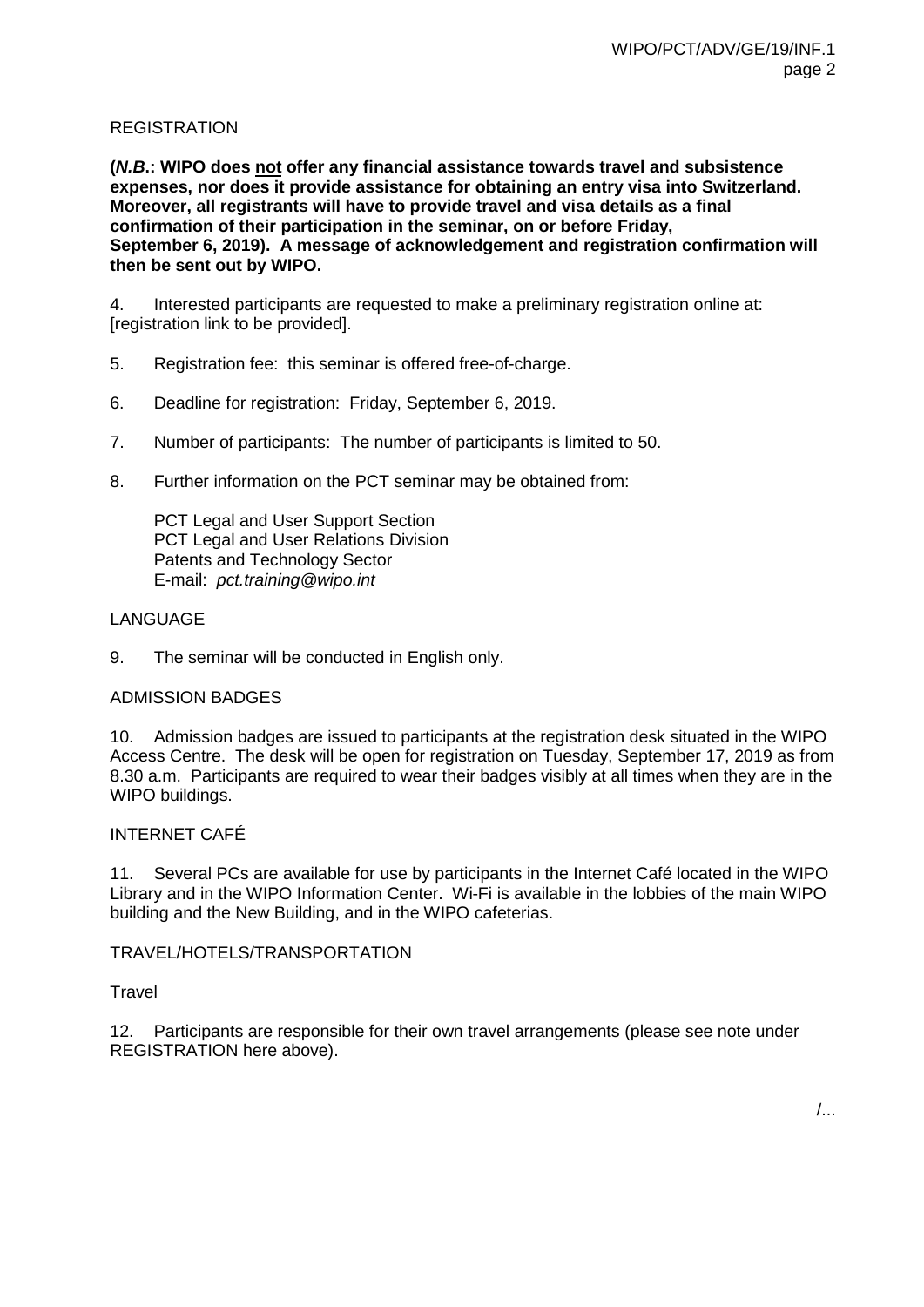## REGISTRATION

**(*N.B.*: WIPO does not offer any financial assistance towards travel and subsistence expenses, nor does it provide assistance for obtaining an entry visa into Switzerland. Moreover, all registrants will have to provide travel and visa details as a final confirmation of their participation in the seminar, on or before Friday, September 6, 2019). A message of acknowledgement and registration confirmation will then be sent out by WIPO.**

4. Interested participants are requested to make a preliminary registration online at: [registration link to be provided].

5. Registration fee: this seminar is offered free-of-charge.

6. Deadline for registration: Friday, September 6, 2019.

7. Number of participants: The number of participants is limited to 50.

8. Further information on the PCT seminar may be obtained from:

PCT Legal and User Support Section
PCT Legal and User Relations Division
Patents and Technology Sector
E-mail: *pct.training@wipo.int*

## LANGUAGE

9. The seminar will be conducted in English only.

## ADMISSION BADGES

10. Admission badges are issued to participants at the registration desk situated in the WIPO Access Centre. The desk will be open for registration on Tuesday, September 17, 2019 as from 8.30 a.m. Participants are required to wear their badges visibly at all times when they are in the WIPO buildings.

## INTERNET CAFÉ

11. Several PCs are available for use by participants in the Internet Café located in the WIPO Library and in the WIPO Information Center. Wi-Fi is available in the lobbies of the main WIPO building and the New Building, and in the WIPO cafeterias.

## TRAVEL/HOTELS/TRANSPORTATION

### Travel

12. Participants are responsible for their own travel arrangements (please see note under REGISTRATION here above).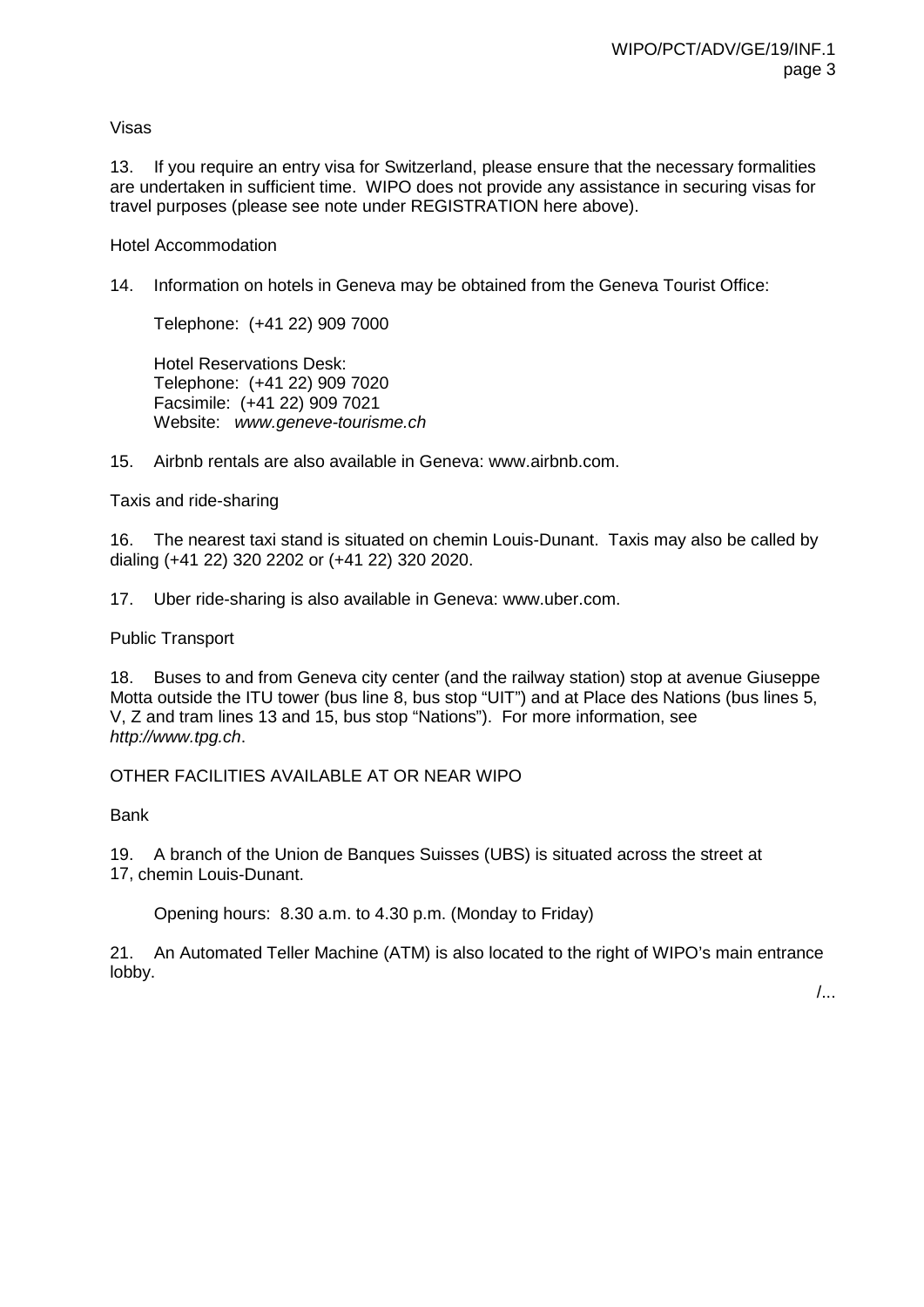Visas

13. If you require an entry visa for Switzerland, please ensure that the necessary formalities are undertaken in sufficient time. WIPO does not provide any assistance in securing visas for travel purposes (please see note under REGISTRATION here above).

Hotel Accommodation

14. Information on hotels in Geneva may be obtained from the Geneva Tourist Office:

Telephone: (+41 22) 909 7000

Hotel Reservations Desk:
Telephone: (+41 22) 909 7020
Facsimile: (+41 22) 909 7021
Website: *www.geneve-tourisme.ch*

15. Airbnb rentals are also available in Geneva: www.airbnb.com.

Taxis and ride-sharing

16. The nearest taxi stand is situated on chemin Louis-Dunant. Taxis may also be called by dialing (+41 22) 320 2202 or (+41 22) 320 2020.

17. Uber ride-sharing is also available in Geneva: www.uber.com.

Public Transport

18. Buses to and from Geneva city center (and the railway station) stop at avenue Giuseppe Motta outside the ITU tower (bus line 8, bus stop “UIT”) and at Place des Nations (bus lines 5, V, Z and tram lines 13 and 15, bus stop “Nations”). For more information, see *http://www.tpg.ch*.

OTHER FACILITIES AVAILABLE AT OR NEAR WIPO

Bank

19. A branch of the Union de Banques Suisses (UBS) is situated across the street at 17, chemin Louis-Dunant.

Opening hours: 8.30 a.m. to 4.30 p.m. (Monday to Friday)

21. An Automated Teller Machine (ATM) is also located to the right of WIPO’s main entrance lobby.

/...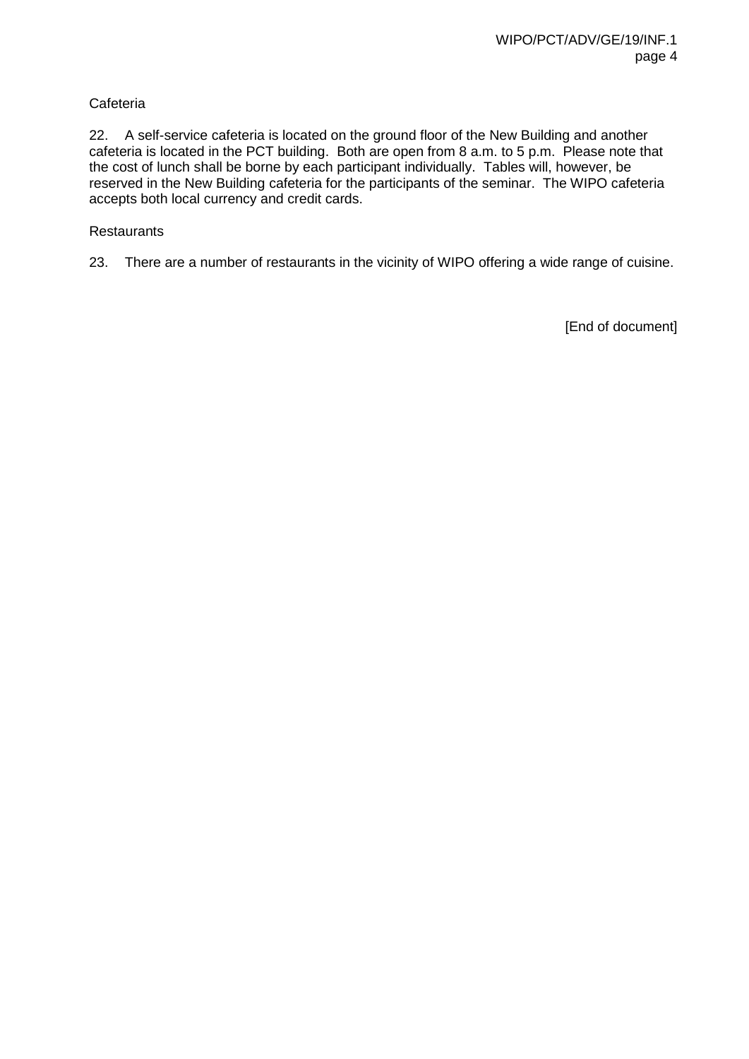Cafeteria

22. A self-service cafeteria is located on the ground floor of the New Building and another cafeteria is located in the PCT building. Both are open from 8 a.m. to 5 p.m. Please note that the cost of lunch shall be borne by each participant individually. Tables will, however, be reserved in the New Building cafeteria for the participants of the seminar. The WIPO cafeteria accepts both local currency and credit cards.

Restaurants

23. There are a number of restaurants in the vicinity of WIPO offering a wide range of cuisine.

[End of document]